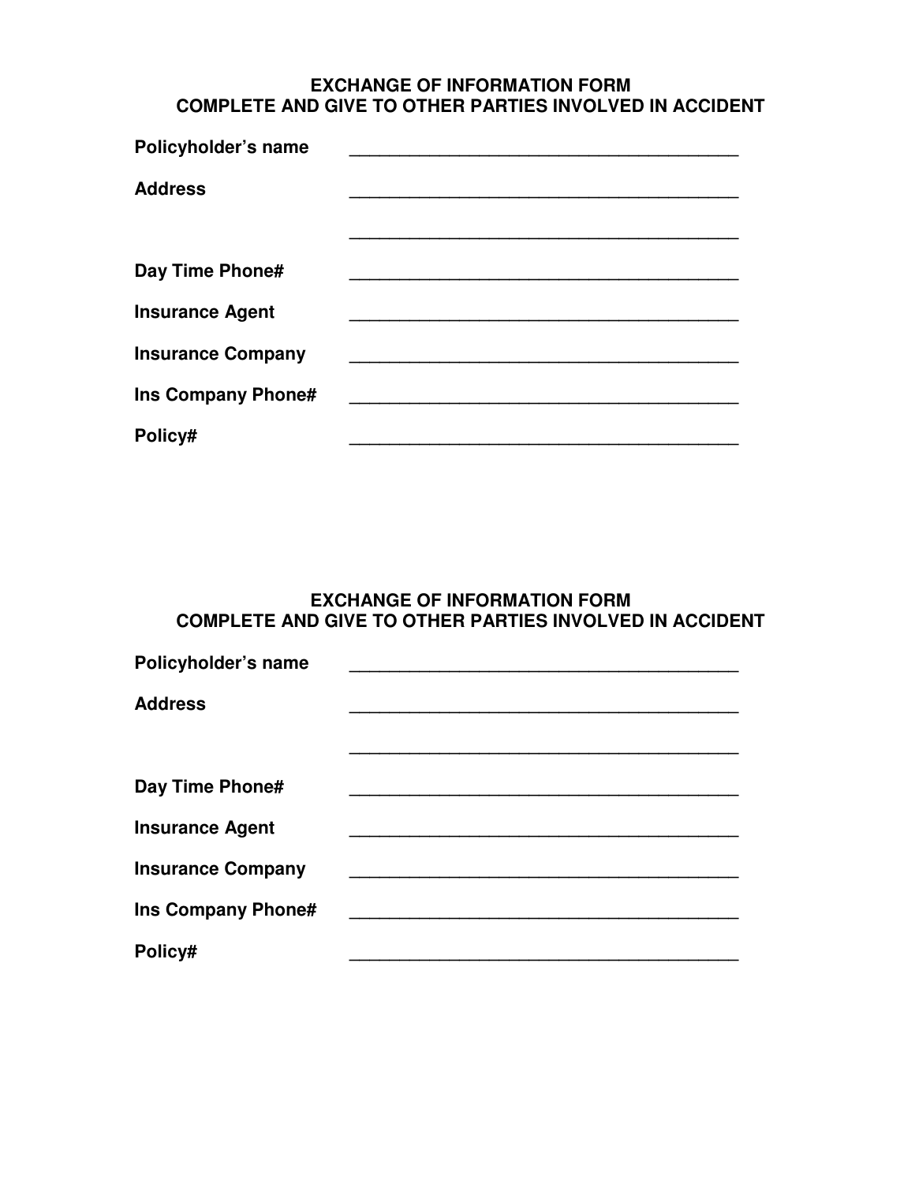## EXCHANGE OF INFORMATION FORM
## COMPLETE AND GIVE TO OTHER PARTIES INVOLVED IN ACCIDENT

**Policyholder's name** \_\_\_\_\_\_\_\_\_\_\_\_\_\_\_\_\_\_\_\_\_\_\_\_\_\_\_\_\_\_\_\_\_\_\_\_\_\_\_\_

**Address** \_\_\_\_\_\_\_\_\_\_\_\_\_\_\_\_\_\_\_\_\_\_\_\_\_\_\_\_\_\_\_\_\_\_\_\_\_\_\_\_

\_\_\_\_\_\_\_\_\_\_\_\_\_\_\_\_\_\_\_\_\_\_\_\_\_\_\_\_\_\_\_\_\_\_\_\_\_\_\_\_

**Day Time Phone#** \_\_\_\_\_\_\_\_\_\_\_\_\_\_\_\_\_\_\_\_\_\_\_\_\_\_\_\_\_\_\_\_\_\_\_\_\_\_\_\_

**Insurance Agent** \_\_\_\_\_\_\_\_\_\_\_\_\_\_\_\_\_\_\_\_\_\_\_\_\_\_\_\_\_\_\_\_\_\_\_\_\_\_\_\_

**Insurance Company** \_\_\_\_\_\_\_\_\_\_\_\_\_\_\_\_\_\_\_\_\_\_\_\_\_\_\_\_\_\_\_\_\_\_\_\_\_\_\_\_

**Ins Company Phone#** \_\_\_\_\_\_\_\_\_\_\_\_\_\_\_\_\_\_\_\_\_\_\_\_\_\_\_\_\_\_\_\_\_\_\_\_\_\_\_\_

**Policy#** \_\_\_\_\_\_\_\_\_\_\_\_\_\_\_\_\_\_\_\_\_\_\_\_\_\_\_\_\_\_\_\_\_\_\_\_\_\_\_\_

## EXCHANGE OF INFORMATION FORM
## COMPLETE AND GIVE TO OTHER PARTIES INVOLVED IN ACCIDENT

**Policyholder's name** \_\_\_\_\_\_\_\_\_\_\_\_\_\_\_\_\_\_\_\_\_\_\_\_\_\_\_\_\_\_\_\_\_\_\_\_\_\_\_\_

**Address** \_\_\_\_\_\_\_\_\_\_\_\_\_\_\_\_\_\_\_\_\_\_\_\_\_\_\_\_\_\_\_\_\_\_\_\_\_\_\_\_

\_\_\_\_\_\_\_\_\_\_\_\_\_\_\_\_\_\_\_\_\_\_\_\_\_\_\_\_\_\_\_\_\_\_\_\_\_\_\_\_

**Day Time Phone#** \_\_\_\_\_\_\_\_\_\_\_\_\_\_\_\_\_\_\_\_\_\_\_\_\_\_\_\_\_\_\_\_\_\_\_\_\_\_\_\_

**Insurance Agent** \_\_\_\_\_\_\_\_\_\_\_\_\_\_\_\_\_\_\_\_\_\_\_\_\_\_\_\_\_\_\_\_\_\_\_\_\_\_\_\_

**Insurance Company** \_\_\_\_\_\_\_\_\_\_\_\_\_\_\_\_\_\_\_\_\_\_\_\_\_\_\_\_\_\_\_\_\_\_\_\_\_\_\_\_

**Ins Company Phone#** \_\_\_\_\_\_\_\_\_\_\_\_\_\_\_\_\_\_\_\_\_\_\_\_\_\_\_\_\_\_\_\_\_\_\_\_\_\_\_\_

**Policy#** \_\_\_\_\_\_\_\_\_\_\_\_\_\_\_\_\_\_\_\_\_\_\_\_\_\_\_\_\_\_\_\_\_\_\_\_\_\_\_\_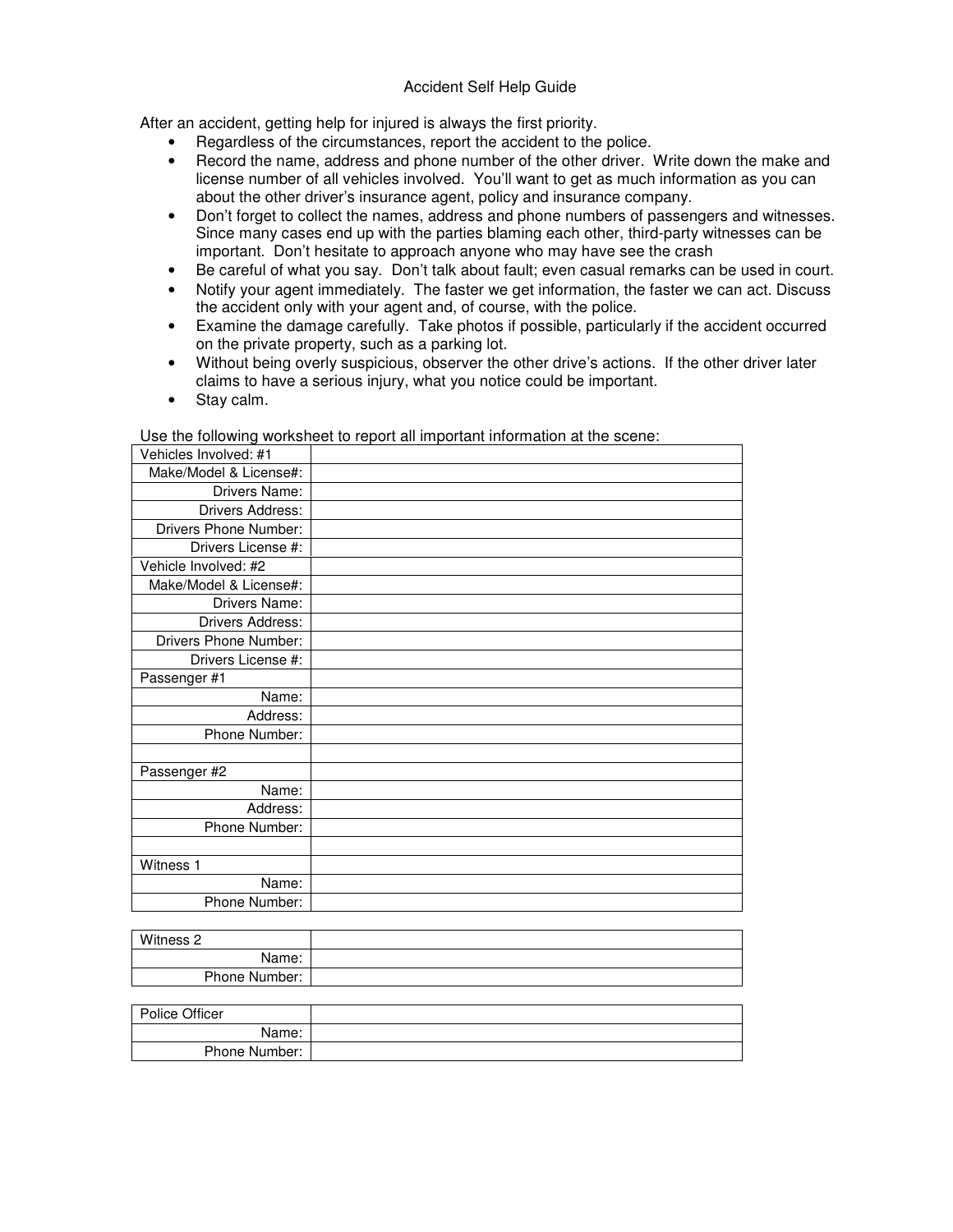# Accident Self Help Guide

After an accident, getting help for injured is always the first priority.

- Regardless of the circumstances, report the accident to the police.
- Record the name, address and phone number of the other driver. Write down the make and license number of all vehicles involved. You'll want to get as much information as you can about the other driver's insurance agent, policy and insurance company.
- Don't forget to collect the names, address and phone numbers of passengers and witnesses. Since many cases end up with the parties blaming each other, third-party witnesses can be important. Don't hesitate to approach anyone who may have see the crash
- Be careful of what you say. Don't talk about fault; even casual remarks can be used in court.
- Notify your agent immediately. The faster we get information, the faster we can act. Discuss the accident only with your agent and, of course, with the police.
- Examine the damage carefully. Take photos if possible, particularly if the accident occurred on the private property, such as a parking lot.
- Without being overly suspicious, observer the other drive's actions. If the other driver later claims to have a serious injury, what you notice could be important.
- Stay calm.

Use the following worksheet to report all important information at the scene:

| | |
|---|---|
| Vehicles Involved: #1 | |
| Make/Model & License#: | |
| Drivers Name: | |
| Drivers Address: | |
| Drivers Phone Number: | |
| Drivers License #: | |
| Vehicle Involved: #2 | |
| Make/Model & License#: | |
| Drivers Name: | |
| Drivers Address: | |
| Drivers Phone Number: | |
| Drivers License #: | |
| Passenger #1 | |
| Name: | |
| Address: | |
| Phone Number: | |
| | |
| Passenger #2 | |
| Name: | |
| Address: | |
| Phone Number: | |
| | |
| Witness 1 | |
| Name: | |
| Phone Number: | |

| | |
|---|---|
| Witness 2 | |
| Name: | |
| Phone Number: | |

| | |
|---|---|
| Police Officer | |
| Name: | |
| Phone Number: | |